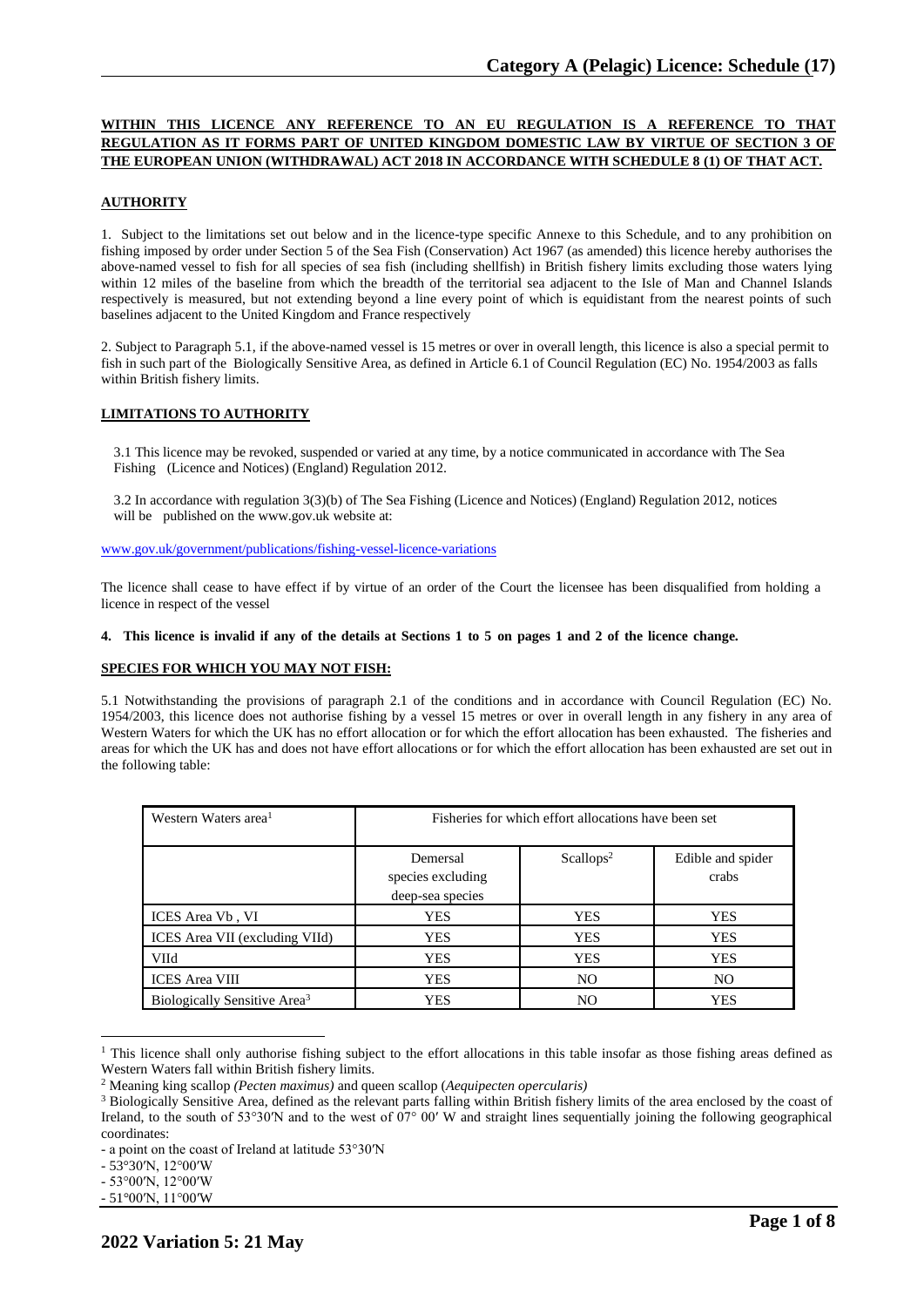# Category A (Pelagic) Licence: Schedule (17)

**WITHIN THIS LICENCE ANY REFERENCE TO AN EU REGULATION IS A REFERENCE TO THAT REGULATION AS IT FORMS PART OF UNITED KINGDOM DOMESTIC LAW BY VIRTUE OF SECTION 3 OF THE EUROPEAN UNION (WITHDRAWAL) ACT 2018 IN ACCORDANCE WITH SCHEDULE 8 (1) OF THAT ACT.**

## AUTHORITY

1. Subject to the limitations set out below and in the licence-type specific Annexe to this Schedule, and to any prohibition on fishing imposed by order under Section 5 of the Sea Fish (Conservation) Act 1967 (as amended) this licence hereby authorises the above-named vessel to fish for all species of sea fish (including shellfish) in British fishery limits excluding those waters lying within 12 miles of the baseline from which the breadth of the territorial sea adjacent to the Isle of Man and Channel Islands respectively is measured, but not extending beyond a line every point of which is equidistant from the nearest points of such baselines adjacent to the United Kingdom and France respectively

2. Subject to Paragraph 5.1, if the above-named vessel is 15 metres or over in overall length, this licence is also a special permit to fish in such part of the Biologically Sensitive Area, as defined in Article 6.1 of Council Regulation (EC) No. 1954/2003 as falls within British fishery limits.

## LIMITATIONS TO AUTHORITY

3.1 This licence may be revoked, suspended or varied at any time, by a notice communicated in accordance with The Sea Fishing (Licence and Notices) (England) Regulation 2012.

3.2 In accordance with regulation 3(3)(b) of The Sea Fishing (Licence and Notices) (England) Regulation 2012, notices will be published on the www.gov.uk website at:

www.gov.uk/government/publications/fishing-vessel-licence-variations

The licence shall cease to have effect if by virtue of an order of the Court the licensee has been disqualified from holding a licence in respect of the vessel

**4. This licence is invalid if any of the details at Sections 1 to 5 on pages 1 and 2 of the licence change.**

## SPECIES FOR WHICH YOU MAY NOT FISH:

5.1 Notwithstanding the provisions of paragraph 2.1 of the conditions and in accordance with Council Regulation (EC) No. 1954/2003, this licence does not authorise fishing by a vessel 15 metres or over in overall length in any fishery in any area of Western Waters for which the UK has no effort allocation or for which the effort allocation has been exhausted. The fisheries and areas for which the UK has and does not have effort allocations or for which the effort allocation has been exhausted are set out in the following table:

| Western Waters area[1] | Fisheries for which effort allocations have been set | | |
|---|---|---|---|
| | Demersal species excluding deep-sea species | Scallops[2] | Edible and spider crabs |
| ICES Area Vb , VI | YES | YES | YES |
| ICES Area VII (excluding VIId) | YES | YES | YES |
| VIId | YES | YES | YES |
| ICES Area VIII | YES | NO | NO |
| Biologically Sensitive Area[3] | YES | NO | YES |

[1] This licence shall only authorise fishing subject to the effort allocations in this table insofar as those fishing areas defined as Western Waters fall within British fishery limits.

[2] Meaning king scallop *(Pecten maximus)* and queen scallop (*Aequipecten opercularis)*

[3] Biologically Sensitive Area, defined as the relevant parts falling within British fishery limits of the area enclosed by the coast of Ireland, to the south of 53°30′N and to the west of 07° 00′ W and straight lines sequentially joining the following geographical coordinates:

- a point on the coast of Ireland at latitude 53°30′N
- 53°30′N, 12°00′W
- 53°00′N, 12°00′W
- 51°00′N, 11°00′W

**2022 Variation 5: 21 May**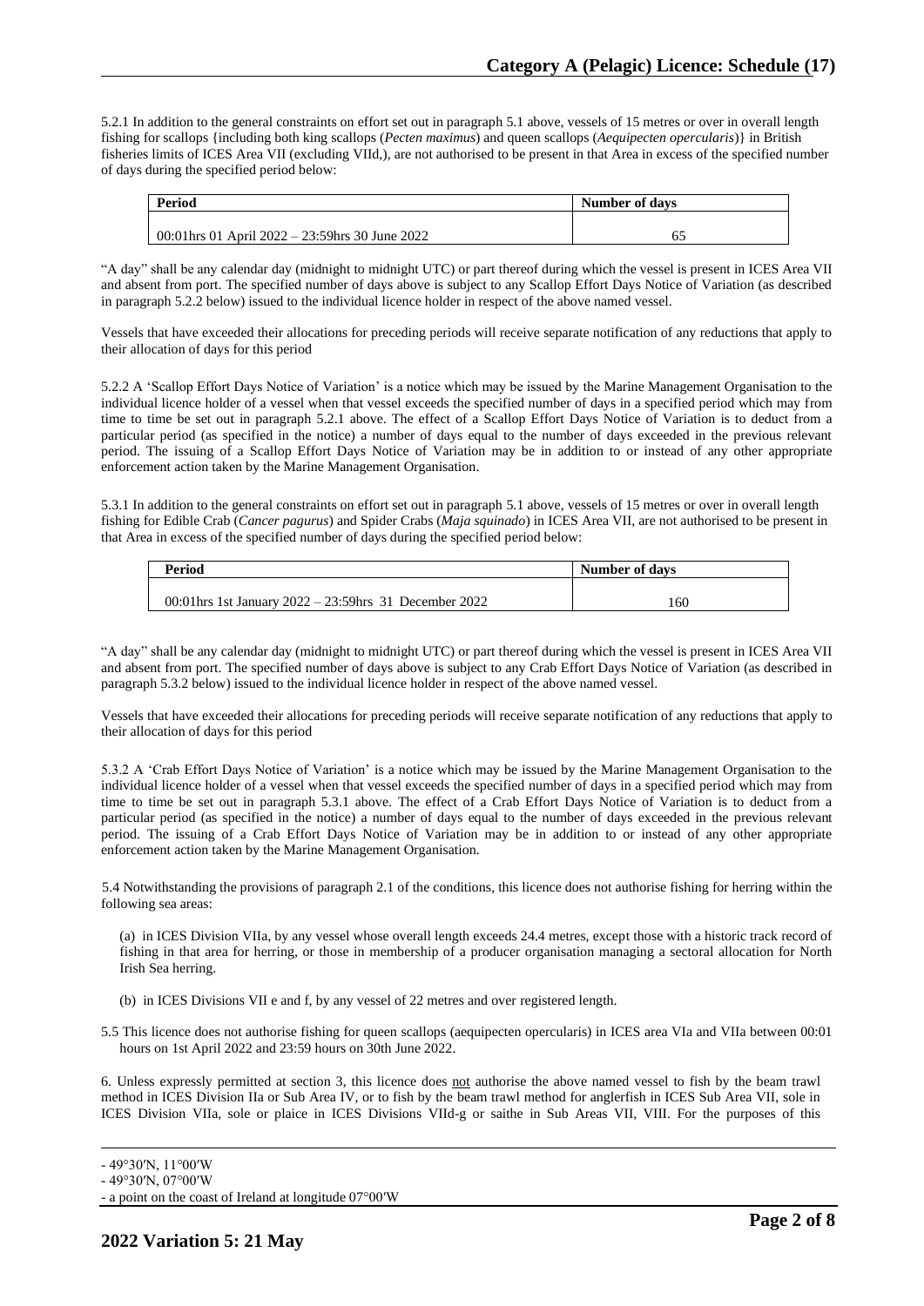5.2.1 In addition to the general constraints on effort set out in paragraph 5.1 above, vessels of 15 metres or over in overall length fishing for scallops {including both king scallops (*Pecten maximus*) and queen scallops (*Aequipecten opercularis*)} in British fisheries limits of ICES Area VII (excluding VIId,), are not authorised to be present in that Area in excess of the specified number of days during the specified period below:

| Period | Number of days |
|---|---|
| 00:01hrs 01 April 2022 – 23:59hrs 30 June 2022 | 65 |

"A day" shall be any calendar day (midnight to midnight UTC) or part thereof during which the vessel is present in ICES Area VII and absent from port. The specified number of days above is subject to any Scallop Effort Days Notice of Variation (as described in paragraph 5.2.2 below) issued to the individual licence holder in respect of the above named vessel.

Vessels that have exceeded their allocations for preceding periods will receive separate notification of any reductions that apply to their allocation of days for this period

5.2.2 A 'Scallop Effort Days Notice of Variation' is a notice which may be issued by the Marine Management Organisation to the individual licence holder of a vessel when that vessel exceeds the specified number of days in a specified period which may from time to time be set out in paragraph 5.2.1 above. The effect of a Scallop Effort Days Notice of Variation is to deduct from a particular period (as specified in the notice) a number of days equal to the number of days exceeded in the previous relevant period. The issuing of a Scallop Effort Days Notice of Variation may be in addition to or instead of any other appropriate enforcement action taken by the Marine Management Organisation.

5.3.1 In addition to the general constraints on effort set out in paragraph 5.1 above, vessels of 15 metres or over in overall length fishing for Edible Crab (*Cancer pagurus*) and Spider Crabs (*Maja squinado*) in ICES Area VII, are not authorised to be present in that Area in excess of the specified number of days during the specified period below:

| Period | Number of days |
|---|---|
| 00:01hrs 1st January 2022 – 23:59hrs 31 December 2022 | 160 |

"A day" shall be any calendar day (midnight to midnight UTC) or part thereof during which the vessel is present in ICES Area VII and absent from port. The specified number of days above is subject to any Crab Effort Days Notice of Variation (as described in paragraph 5.3.2 below) issued to the individual licence holder in respect of the above named vessel.

Vessels that have exceeded their allocations for preceding periods will receive separate notification of any reductions that apply to their allocation of days for this period

5.3.2 A 'Crab Effort Days Notice of Variation' is a notice which may be issued by the Marine Management Organisation to the individual licence holder of a vessel when that vessel exceeds the specified number of days in a specified period which may from time to time be set out in paragraph 5.3.1 above. The effect of a Crab Effort Days Notice of Variation is to deduct from a particular period (as specified in the notice) a number of days equal to the number of days exceeded in the previous relevant period. The issuing of a Crab Effort Days Notice of Variation may be in addition to or instead of any other appropriate enforcement action taken by the Marine Management Organisation.

5.4 Notwithstanding the provisions of paragraph 2.1 of the conditions, this licence does not authorise fishing for herring within the following sea areas:

(a) in ICES Division VIIa, by any vessel whose overall length exceeds 24.4 metres, except those with a historic track record of fishing in that area for herring, or those in membership of a producer organisation managing a sectoral allocation for North Irish Sea herring.

(b) in ICES Divisions VII e and f, by any vessel of 22 metres and over registered length.

5.5 This licence does not authorise fishing for queen scallops (aequipecten opercularis) in ICES area VIa and VIIa between 00:01 hours on 1st April 2022 and 23:59 hours on 30th June 2022.

6. Unless expressly permitted at section 3, this licence does not authorise the above named vessel to fish by the beam trawl method in ICES Division IIa or Sub Area IV, or to fish by the beam trawl method for anglerfish in ICES Sub Area VII, sole in ICES Division VIIa, sole or plaice in ICES Divisions VIId-g or saithe in Sub Areas VII, VIII. For the purposes of this

- 49°30′N, 11°00′W
- 49°30′N, 07°00′W
- a point on the coast of Ireland at longitude 07°00′W

2022 Variation 5: 21 May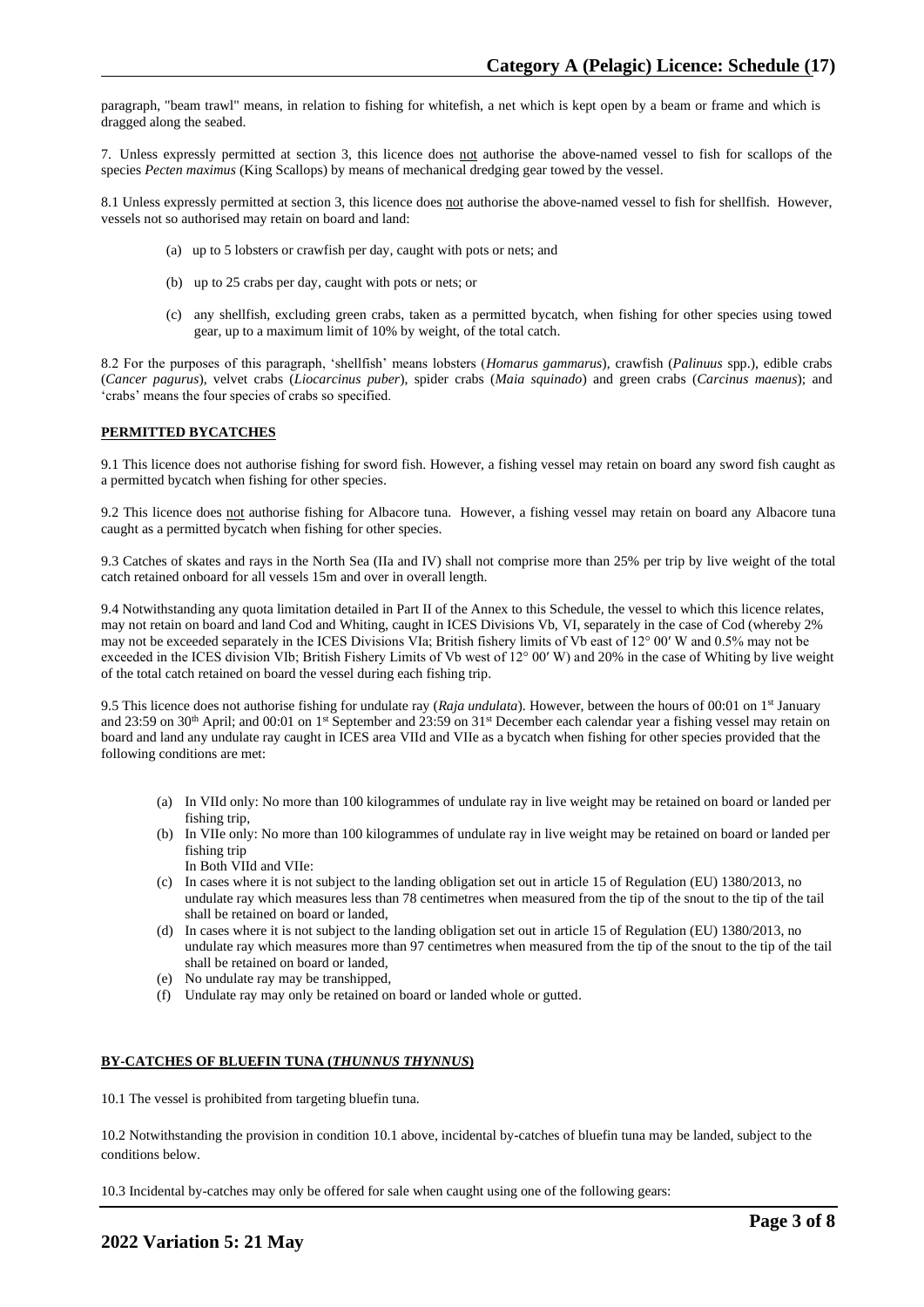paragraph, "beam trawl" means, in relation to fishing for whitefish, a net which is kept open by a beam or frame and which is dragged along the seabed.

7. Unless expressly permitted at section 3, this licence does not authorise the above-named vessel to fish for scallops of the species *Pecten maximus* (King Scallops) by means of mechanical dredging gear towed by the vessel.

8.1 Unless expressly permitted at section 3, this licence does not authorise the above-named vessel to fish for shellfish. However, vessels not so authorised may retain on board and land:

- (a) up to 5 lobsters or crawfish per day, caught with pots or nets; and
- (b) up to 25 crabs per day, caught with pots or nets; or
- (c) any shellfish, excluding green crabs, taken as a permitted bycatch, when fishing for other species using towed gear, up to a maximum limit of 10% by weight, of the total catch.

8.2 For the purposes of this paragraph, 'shellfish' means lobsters (*Homarus gammarus*), crawfish (*Palinuus* spp.), edible crabs (*Cancer pagurus*), velvet crabs (*Liocarcinus puber*), spider crabs (*Maia squinado*) and green crabs (*Carcinus maenus*); and 'crabs' means the four species of crabs so specified.

**PERMITTED BYCATCHES**

9.1 This licence does not authorise fishing for sword fish. However, a fishing vessel may retain on board any sword fish caught as a permitted bycatch when fishing for other species.

9.2 This licence does not authorise fishing for Albacore tuna. However, a fishing vessel may retain on board any Albacore tuna caught as a permitted bycatch when fishing for other species.

9.3 Catches of skates and rays in the North Sea (IIa and IV) shall not comprise more than 25% per trip by live weight of the total catch retained onboard for all vessels 15m and over in overall length.

9.4 Notwithstanding any quota limitation detailed in Part II of the Annex to this Schedule, the vessel to which this licence relates, may not retain on board and land Cod and Whiting, caught in ICES Divisions Vb, VI, separately in the case of Cod (whereby 2% may not be exceeded separately in the ICES Divisions VIa; British fishery limits of Vb east of 12° 00′ W and 0.5% may not be exceeded in the ICES division VIb; British Fishery Limits of Vb west of 12° 00′ W) and 20% in the case of Whiting by live weight of the total catch retained on board the vessel during each fishing trip.

9.5 This licence does not authorise fishing for undulate ray (*Raja undulata*). However, between the hours of 00:01 on 1st January and 23:59 on 30th April; and 00:01 on 1st September and 23:59 on 31st December each calendar year a fishing vessel may retain on board and land any undulate ray caught in ICES area VIId and VIIe as a bycatch when fishing for other species provided that the following conditions are met:

- (a) In VIId only: No more than 100 kilogrammes of undulate ray in live weight may be retained on board or landed per fishing trip,
- (b) In VIIe only: No more than 100 kilogrammes of undulate ray in live weight may be retained on board or landed per fishing trip

  In Both VIId and VIIe:
- (c) In cases where it is not subject to the landing obligation set out in article 15 of Regulation (EU) 1380/2013, no undulate ray which measures less than 78 centimetres when measured from the tip of the snout to the tip of the tail shall be retained on board or landed,
- (d) In cases where it is not subject to the landing obligation set out in article 15 of Regulation (EU) 1380/2013, no undulate ray which measures more than 97 centimetres when measured from the tip of the snout to the tip of the tail shall be retained on board or landed,
- (e) No undulate ray may be transhipped,
- (f) Undulate ray may only be retained on board or landed whole or gutted.

**BY-CATCHES OF BLUEFIN TUNA (*THUNNUS THYNNUS*)**

10.1 The vessel is prohibited from targeting bluefin tuna.

10.2 Notwithstanding the provision in condition 10.1 above, incidental by-catches of bluefin tuna may be landed, subject to the conditions below.

10.3 Incidental by-catches may only be offered for sale when caught using one of the following gears: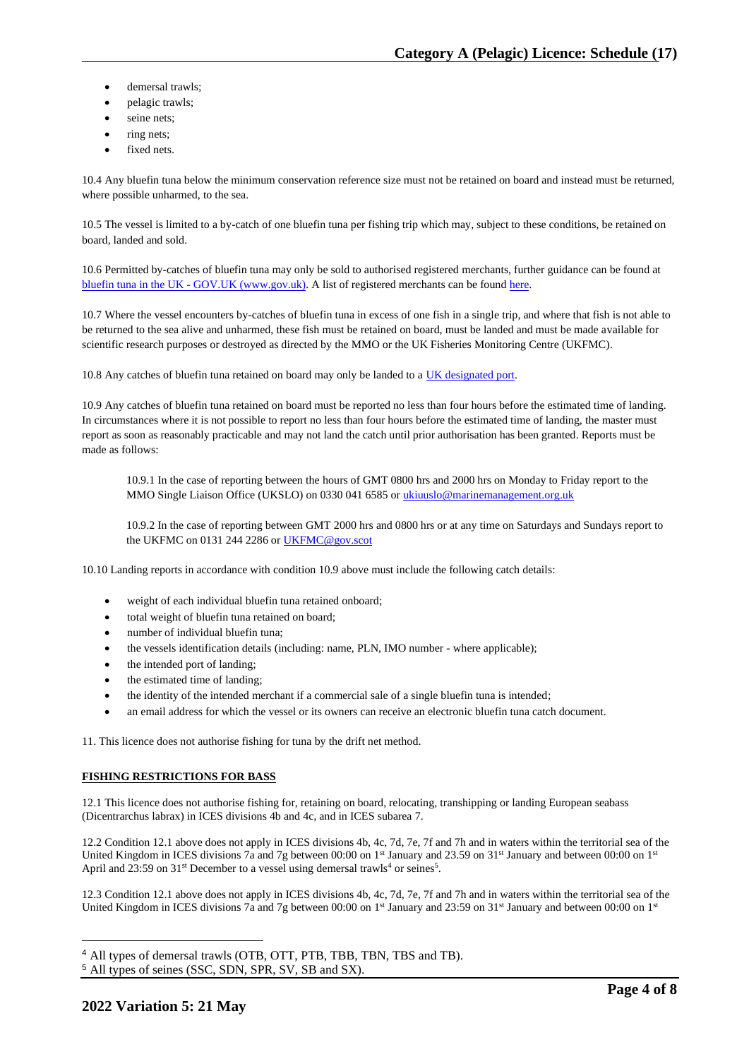- demersal trawls;
- pelagic trawls;
- seine nets;
- ring nets;
- fixed nets.

10.4 Any bluefin tuna below the minimum conservation reference size must not be retained on board and instead must be returned, where possible unharmed, to the sea.

10.5 The vessel is limited to a by-catch of one bluefin tuna per fishing trip which may, subject to these conditions, be retained on board, landed and sold.

10.6 Permitted by-catches of bluefin tuna may only be sold to authorised registered merchants, further guidance can be found at bluefin tuna in the UK - GOV.UK (www.gov.uk). A list of registered merchants can be found here.

10.7 Where the vessel encounters by-catches of bluefin tuna in excess of one fish in a single trip, and where that fish is not able to be returned to the sea alive and unharmed, these fish must be retained on board, must be landed and must be made available for scientific research purposes or destroyed as directed by the MMO or the UK Fisheries Monitoring Centre (UKFMC).

10.8 Any catches of bluefin tuna retained on board may only be landed to a UK designated port.

10.9 Any catches of bluefin tuna retained on board must be reported no less than four hours before the estimated time of landing. In circumstances where it is not possible to report no less than four hours before the estimated time of landing, the master must report as soon as reasonably practicable and may not land the catch until prior authorisation has been granted. Reports must be made as follows:

> 10.9.1 In the case of reporting between the hours of GMT 0800 hrs and 2000 hrs on Monday to Friday report to the MMO Single Liaison Office (UKSLO) on 0330 041 6585 or ukiuuslo@marinemanagement.org.uk
>
> 10.9.2 In the case of reporting between GMT 2000 hrs and 0800 hrs or at any time on Saturdays and Sundays report to the UKFMC on 0131 244 2286 or UKFMC@gov.scot

10.10 Landing reports in accordance with condition 10.9 above must include the following catch details:

- weight of each individual bluefin tuna retained onboard;
- total weight of bluefin tuna retained on board;
- number of individual bluefin tuna;
- the vessels identification details (including: name, PLN, IMO number - where applicable);
- the intended port of landing;
- the estimated time of landing;
- the identity of the intended merchant if a commercial sale of a single bluefin tuna is intended;
- an email address for which the vessel or its owners can receive an electronic bluefin tuna catch document.

11. This licence does not authorise fishing for tuna by the drift net method.

**FISHING RESTRICTIONS FOR BASS**

12.1 This licence does not authorise fishing for, retaining on board, relocating, transhipping or landing European seabass (Dicentrarchus labrax) in ICES divisions 4b and 4c, and in ICES subarea 7.

12.2 Condition 12.1 above does not apply in ICES divisions 4b, 4c, 7d, 7e, 7f and 7h and in waters within the territorial sea of the United Kingdom in ICES divisions 7a and 7g between 00:00 on 1st January and 23.59 on 31st January and between 00:00 on 1st April and 23:59 on 31st December to a vessel using demersal trawls[4] or seines[5].

12.3 Condition 12.1 above does not apply in ICES divisions 4b, 4c, 7d, 7e, 7f and 7h and in waters within the territorial sea of the United Kingdom in ICES divisions 7a and 7g between 00:00 on 1st January and 23:59 on 31st January and between 00:00 on 1st

---

[4] All types of demersal trawls (OTB, OTT, PTB, TBB, TBN, TBS and TB).

[5] All types of seines (SSC, SDN, SPR, SV, SB and SX).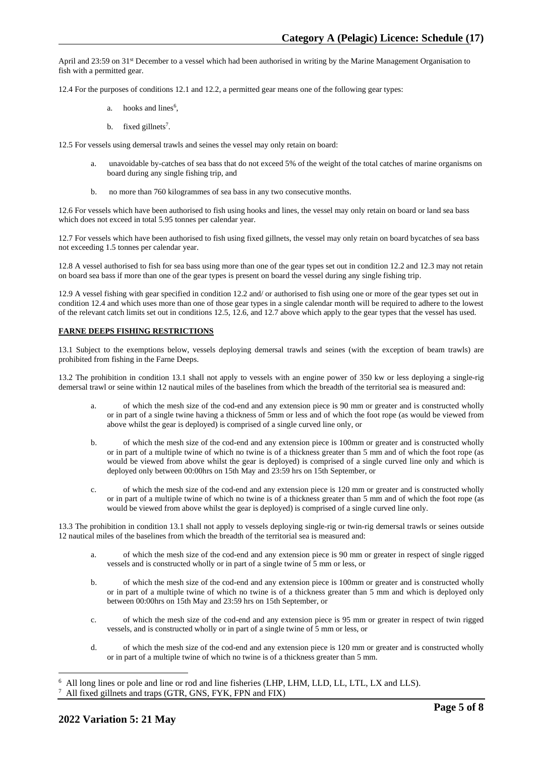April and 23:59 on 31st December to a vessel which had been authorised in writing by the Marine Management Organisation to fish with a permitted gear.

12.4 For the purposes of conditions 12.1 and 12.2, a permitted gear means one of the following gear types:

a. hooks and lines[6],

b. fixed gillnets[7].

12.5 For vessels using demersal trawls and seines the vessel may only retain on board:

a. unavoidable by-catches of sea bass that do not exceed 5% of the weight of the total catches of marine organisms on board during any single fishing trip, and

b. no more than 760 kilogrammes of sea bass in any two consecutive months.

12.6 For vessels which have been authorised to fish using hooks and lines, the vessel may only retain on board or land sea bass which does not exceed in total 5.95 tonnes per calendar year.

12.7 For vessels which have been authorised to fish using fixed gillnets, the vessel may only retain on board bycatches of sea bass not exceeding 1.5 tonnes per calendar year.

12.8 A vessel authorised to fish for sea bass using more than one of the gear types set out in condition 12.2 and 12.3 may not retain on board sea bass if more than one of the gear types is present on board the vessel during any single fishing trip.

12.9 A vessel fishing with gear specified in condition 12.2 and/ or authorised to fish using one or more of the gear types set out in condition 12.4 and which uses more than one of those gear types in a single calendar month will be required to adhere to the lowest of the relevant catch limits set out in conditions 12.5, 12.6, and 12.7 above which apply to the gear types that the vessel has used.

**FARNE DEEPS FISHING RESTRICTIONS**

13.1 Subject to the exemptions below, vessels deploying demersal trawls and seines (with the exception of beam trawls) are prohibited from fishing in the Farne Deeps.

13.2 The prohibition in condition 13.1 shall not apply to vessels with an engine power of 350 kw or less deploying a single-rig demersal trawl or seine within 12 nautical miles of the baselines from which the breadth of the territorial sea is measured and:

a. of which the mesh size of the cod-end and any extension piece is 90 mm or greater and is constructed wholly or in part of a single twine having a thickness of 5mm or less and of which the foot rope (as would be viewed from above whilst the gear is deployed) is comprised of a single curved line only, or

b. of which the mesh size of the cod-end and any extension piece is 100mm or greater and is constructed wholly or in part of a multiple twine of which no twine is of a thickness greater than 5 mm and of which the foot rope (as would be viewed from above whilst the gear is deployed) is comprised of a single curved line only and which is deployed only between 00:00hrs on 15th May and 23:59 hrs on 15th September, or

c. of which the mesh size of the cod-end and any extension piece is 120 mm or greater and is constructed wholly or in part of a multiple twine of which no twine is of a thickness greater than 5 mm and of which the foot rope (as would be viewed from above whilst the gear is deployed) is comprised of a single curved line only.

13.3 The prohibition in condition 13.1 shall not apply to vessels deploying single-rig or twin-rig demersal trawls or seines outside 12 nautical miles of the baselines from which the breadth of the territorial sea is measured and:

a. of which the mesh size of the cod-end and any extension piece is 90 mm or greater in respect of single rigged vessels and is constructed wholly or in part of a single twine of 5 mm or less, or

b. of which the mesh size of the cod-end and any extension piece is 100mm or greater and is constructed wholly or in part of a multiple twine of which no twine is of a thickness greater than 5 mm and which is deployed only between 00:00hrs on 15th May and 23:59 hrs on 15th September, or

c. of which the mesh size of the cod-end and any extension piece is 95 mm or greater in respect of twin rigged vessels, and is constructed wholly or in part of a single twine of 5 mm or less, or

d. of which the mesh size of the cod-end and any extension piece is 120 mm or greater and is constructed wholly or in part of a multiple twine of which no twine is of a thickness greater than 5 mm.

---

[6] All long lines or pole and line or rod and line fisheries (LHP, LHM, LLD, LL, LTL, LX and LLS).

[7] All fixed gillnets and traps (GTR, GNS, FYK, FPN and FIX)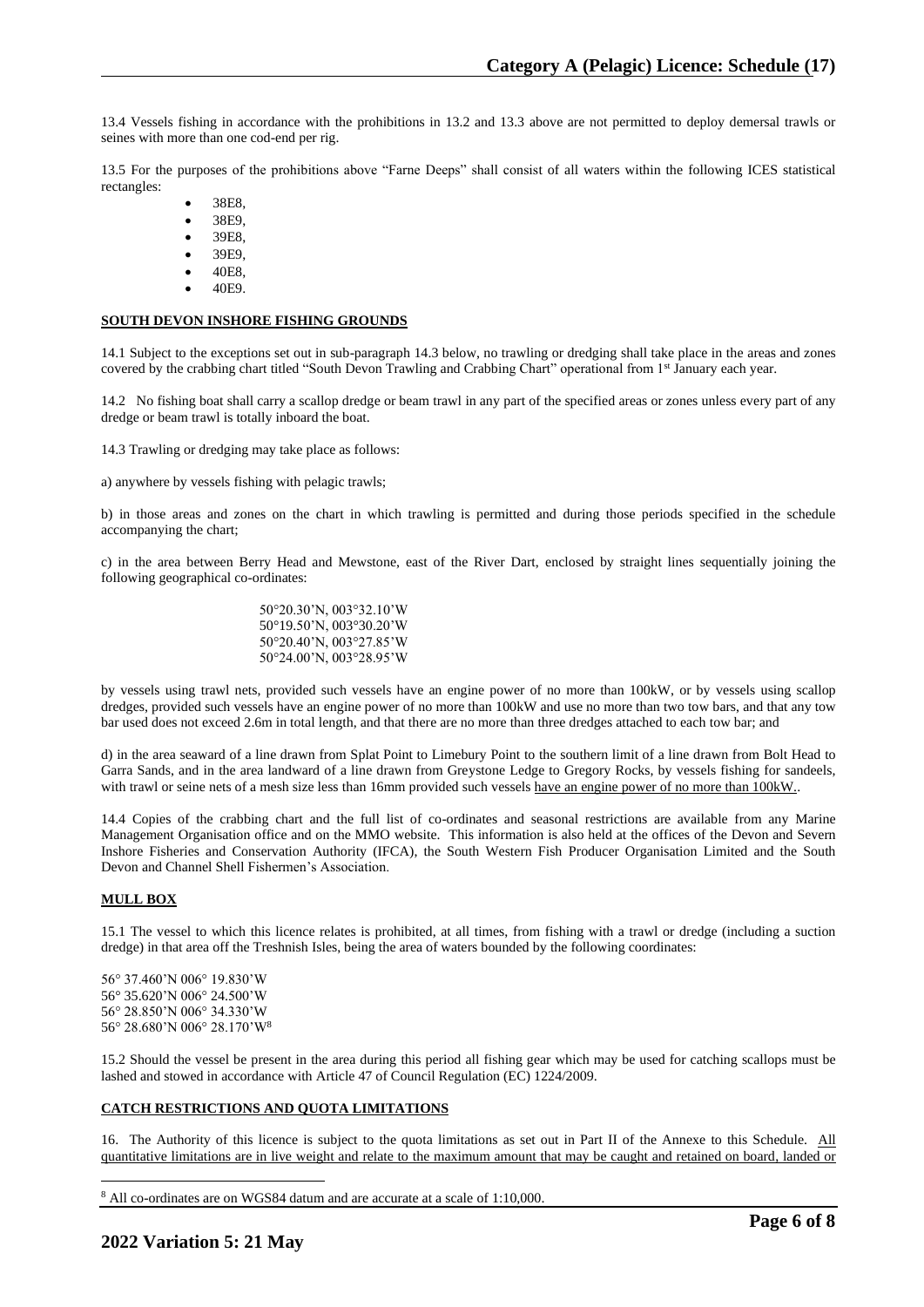13.4 Vessels fishing in accordance with the prohibitions in 13.2 and 13.3 above are not permitted to deploy demersal trawls or seines with more than one cod-end per rig.

13.5 For the purposes of the prohibitions above "Farne Deeps" shall consist of all waters within the following ICES statistical rectangles:

- 38E8,
- 38E9,
- 39E8,
- 39E9,
- 40E8,
- 40E9.

**SOUTH DEVON INSHORE FISHING GROUNDS**

14.1 Subject to the exceptions set out in sub-paragraph 14.3 below, no trawling or dredging shall take place in the areas and zones covered by the crabbing chart titled "South Devon Trawling and Crabbing Chart" operational from 1st January each year.

14.2 No fishing boat shall carry a scallop dredge or beam trawl in any part of the specified areas or zones unless every part of any dredge or beam trawl is totally inboard the boat.

14.3 Trawling or dredging may take place as follows:

a) anywhere by vessels fishing with pelagic trawls;

b) in those areas and zones on the chart in which trawling is permitted and during those periods specified in the schedule accompanying the chart;

c) in the area between Berry Head and Mewstone, east of the River Dart, enclosed by straight lines sequentially joining the following geographical co-ordinates:

50°20.30'N, 003°32.10'W
50°19.50'N, 003°30.20'W
50°20.40'N, 003°27.85'W
50°24.00'N, 003°28.95'W

by vessels using trawl nets, provided such vessels have an engine power of no more than 100kW, or by vessels using scallop dredges, provided such vessels have an engine power of no more than 100kW and use no more than two tow bars, and that any tow bar used does not exceed 2.6m in total length, and that there are no more than three dredges attached to each tow bar; and

d) in the area seaward of a line drawn from Splat Point to Limebury Point to the southern limit of a line drawn from Bolt Head to Garra Sands, and in the area landward of a line drawn from Greystone Ledge to Gregory Rocks, by vessels fishing for sandeels, with trawl or seine nets of a mesh size less than 16mm provided such vessels have an engine power of no more than 100kW..

14.4 Copies of the crabbing chart and the full list of co-ordinates and seasonal restrictions are available from any Marine Management Organisation office and on the MMO website. This information is also held at the offices of the Devon and Severn Inshore Fisheries and Conservation Authority (IFCA), the South Western Fish Producer Organisation Limited and the South Devon and Channel Shell Fishermen's Association.

**MULL BOX**

15.1 The vessel to which this licence relates is prohibited, at all times, from fishing with a trawl or dredge (including a suction dredge) in that area off the Treshnish Isles, being the area of waters bounded by the following coordinates:

56° 37.460'N 006° 19.830'W
56° 35.620'N 006° 24.500'W
56° 28.850'N 006° 34.330'W
56° 28.680'N 006° 28.170'W[8]

15.2 Should the vessel be present in the area during this period all fishing gear which may be used for catching scallops must be lashed and stowed in accordance with Article 47 of Council Regulation (EC) 1224/2009.

**CATCH RESTRICTIONS AND QUOTA LIMITATIONS**

16. The Authority of this licence is subject to the quota limitations as set out in Part II of the Annexe to this Schedule. All quantitative limitations are in live weight and relate to the maximum amount that may be caught and retained on board, landed or

[8] All co-ordinates are on WGS84 datum and are accurate at a scale of 1:10,000.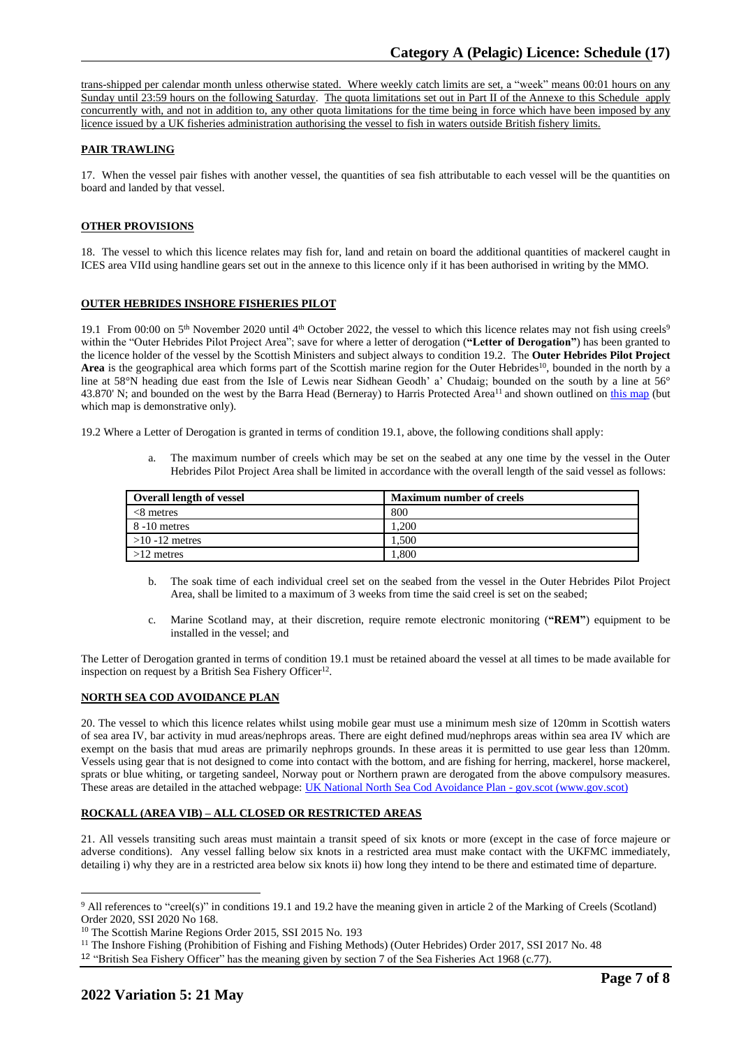trans-shipped per calendar month unless otherwise stated. Where weekly catch limits are set, a "week" means 00:01 hours on any Sunday until 23:59 hours on the following Saturday. The quota limitations set out in Part II of the Annexe to this Schedule apply concurrently with, and not in addition to, any other quota limitations for the time being in force which have been imposed by any licence issued by a UK fisheries administration authorising the vessel to fish in waters outside British fishery limits.

**PAIR TRAWLING**

17. When the vessel pair fishes with another vessel, the quantities of sea fish attributable to each vessel will be the quantities on board and landed by that vessel.

**OTHER PROVISIONS**

18. The vessel to which this licence relates may fish for, land and retain on board the additional quantities of mackerel caught in ICES area VIId using handline gears set out in the annexe to this licence only if it has been authorised in writing by the MMO.

**OUTER HEBRIDES INSHORE FISHERIES PILOT**

19.1 From 00:00 on 5th November 2020 until 4th October 2022, the vessel to which this licence relates may not fish using creels[9] within the "Outer Hebrides Pilot Project Area"; save for where a letter of derogation (**"Letter of Derogation"**) has been granted to the licence holder of the vessel by the Scottish Ministers and subject always to condition 19.2. The **Outer Hebrides Pilot Project Area** is the geographical area which forms part of the Scottish marine region for the Outer Hebrides[10], bounded in the north by a line at 58°N heading due east from the Isle of Lewis near Sidhean Geodh' a' Chudaig; bounded on the south by a line at 56° 43.870' N; and bounded on the west by the Barra Head (Berneray) to Harris Protected Area[11] and shown outlined on this map (but which map is demonstrative only).

19.2 Where a Letter of Derogation is granted in terms of condition 19.1, above, the following conditions shall apply:

a. The maximum number of creels which may be set on the seabed at any one time by the vessel in the Outer Hebrides Pilot Project Area shall be limited in accordance with the overall length of the said vessel as follows:

| Overall length of vessel | Maximum number of creels |
|---|---|
| <8 metres | 800 |
| 8 -10 metres | 1,200 |
| >10 -12 metres | 1,500 |
| >12 metres | 1,800 |

b. The soak time of each individual creel set on the seabed from the vessel in the Outer Hebrides Pilot Project Area, shall be limited to a maximum of 3 weeks from time the said creel is set on the seabed;

c. Marine Scotland may, at their discretion, require remote electronic monitoring (**"REM"**) equipment to be installed in the vessel; and

The Letter of Derogation granted in terms of condition 19.1 must be retained aboard the vessel at all times to be made available for inspection on request by a British Sea Fishery Officer[12].

**NORTH SEA COD AVOIDANCE PLAN**

20. The vessel to which this licence relates whilst using mobile gear must use a minimum mesh size of 120mm in Scottish waters of sea area IV, bar activity in mud areas/nephrops areas. There are eight defined mud/nephrops areas within sea area IV which are exempt on the basis that mud areas are primarily nephrops grounds. In these areas it is permitted to use gear less than 120mm. Vessels using gear that is not designed to come into contact with the bottom, and are fishing for herring, mackerel, horse mackerel, sprats or blue whiting, or targeting sandeel, Norway pout or Northern prawn are derogated from the above compulsory measures. These areas are detailed in the attached webpage: UK National North Sea Cod Avoidance Plan - gov.scot (www.gov.scot)

**ROCKALL (AREA VIB) – ALL CLOSED OR RESTRICTED AREAS**

21. All vessels transiting such areas must maintain a transit speed of six knots or more (except in the case of force majeure or adverse conditions). Any vessel falling below six knots in a restricted area must make contact with the UKFMC immediately, detailing i) why they are in a restricted area below six knots ii) how long they intend to be there and estimated time of departure.

---

[9] All references to "creel(s)" in conditions 19.1 and 19.2 have the meaning given in article 2 of the Marking of Creels (Scotland) Order 2020, SSI 2020 No 168.

[10] The Scottish Marine Regions Order 2015, SSI 2015 No. 193

[11] The Inshore Fishing (Prohibition of Fishing and Fishing Methods) (Outer Hebrides) Order 2017, SSI 2017 No. 48

[12] "British Sea Fishery Officer" has the meaning given by section 7 of the Sea Fisheries Act 1968 (c.77).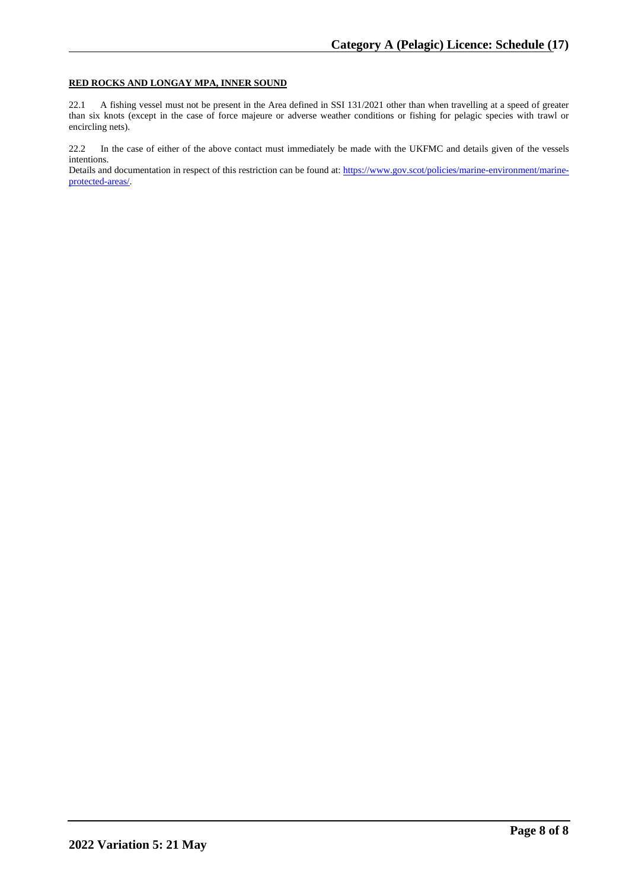**RED ROCKS AND LONGAY MPA, INNER SOUND**

22.1 A fishing vessel must not be present in the Area defined in SSI 131/2021 other than when travelling at a speed of greater than six knots (except in the case of force majeure or adverse weather conditions or fishing for pelagic species with trawl or encircling nets).

22.2 In the case of either of the above contact must immediately be made with the UKFMC and details given of the vessels intentions.
Details and documentation in respect of this restriction can be found at: https://www.gov.scot/policies/marine-environment/marine-protected-areas/.